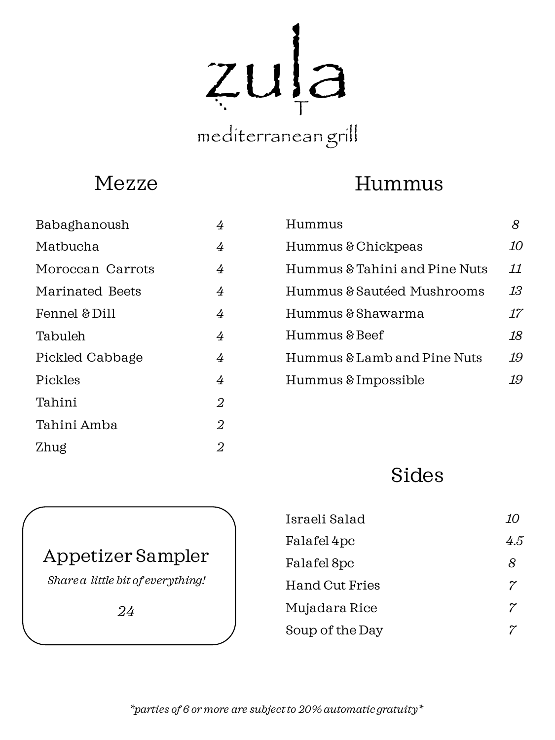# zula

mediterranean grill

## Mezze

| Item | Price |
| --- | --- |
| Babaghanoush | 4 |
| Matbucha | 4 |
| Moroccan Carrots | 4 |
| Marinated Beets | 4 |
| Fennel & Dill | 4 |
| Tabuleh | 4 |
| Pickled Cabbage | 4 |
| Pickles | 4 |
| Tahini | 2 |
| Tahini Amba | 2 |
| Zhug | 2 |

## Hummus

| Item | Price |
| --- | --- |
| Hummus | 8 |
| Hummus & Chickpeas | 10 |
| Hummus & Tahini and Pine Nuts | 11 |
| Hummus & Sautéed Mushrooms | 13 |
| Hummus & Shawarma | 17 |
| Hummus & Beef | 18 |
| Hummus & Lamb and Pine Nuts | 19 |
| Hummus & Impossible | 19 |

## Appetizer Sampler

*Share a little bit of everything!*

*24*

## Sides

| Item | Price |
| --- | --- |
| Israeli Salad | 10 |
| Falafel 4pc | 4.5 |
| Falafel 8pc | 8 |
| Hand Cut Fries | 7 |
| Mujadara Rice | 7 |
| Soup of the Day | 7 |

*\*parties of 6 or more are subject to 20% automatic gratuity\**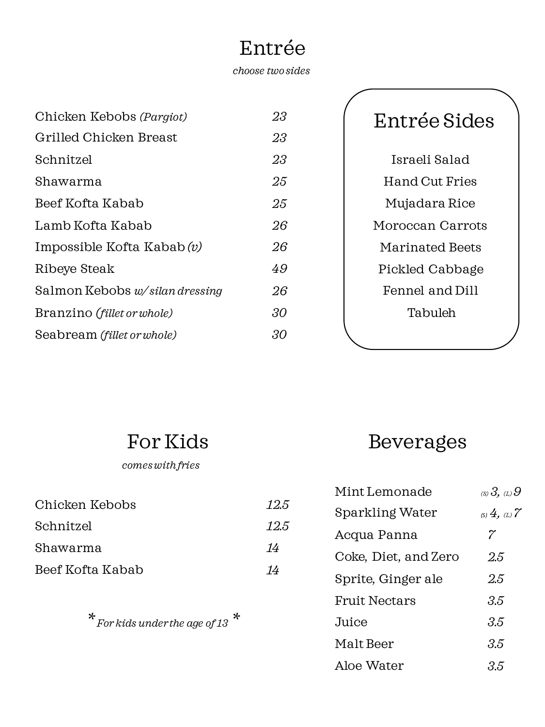# Entrée

*choose two sides*

| | |
|---|---|
| Chicken Kebobs *(Pargiot)* | *23* |
| Grilled Chicken Breast | *23* |
| Schnitzel | *23* |
| Shawarma | *25* |
| Beef Kofta Kabab | *25* |
| Lamb Kofta Kabab | *26* |
| Impossible Kofta Kabab *(v)* | *26* |
| Ribeye Steak | *49* |
| Salmon Kebobs *w/ silan dressing* | *26* |
| Branzino *(fillet or whole)* | *30* |
| Seabream *(fillet or whole)* | *30* |

## Entrée Sides

- Israeli Salad
- Hand Cut Fries
- Mujadara Rice
- Moroccan Carrots
- Marinated Beets
- Pickled Cabbage
- Fennel and Dill
- Tabuleh

# For Kids

*comes with fries*

| | |
|---|---|
| Chicken Kebobs | *12.5* |
| Schnitzel | *12.5* |
| Shawarma | *14* |
| Beef Kofta Kabab | *14* |

\* *For kids under the age of 13* \*

# Beverages

| | |
|---|---|
| Mint Lemonade | (S) *3,* (L) *9* |
| Sparkling Water | (S) *4,* (L) *7* |
| Acqua Panna | *7* |
| Coke, Diet, and Zero | *2.5* |
| Sprite, Ginger ale | *2.5* |
| Fruit Nectars | *3.5* |
| Juice | *3.5* |
| Malt Beer | *3.5* |
| Aloe Water | *3.5* |